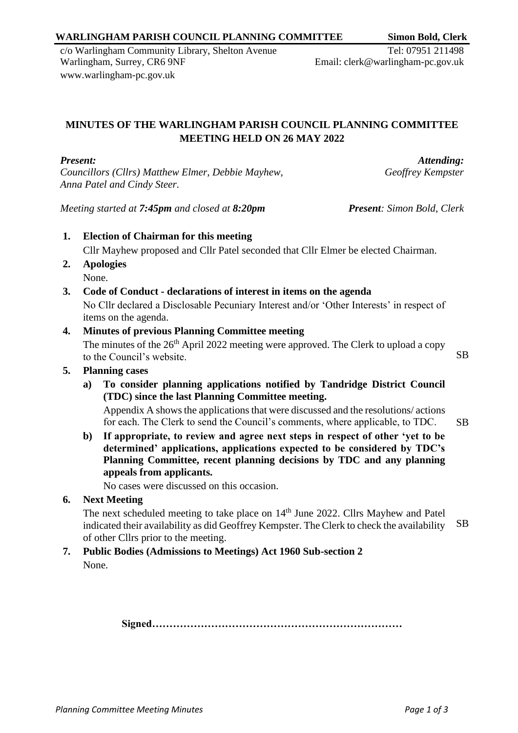**WARLINGHAM PARISH COUNCIL PLANNING COMMITTEE** **Simon Bold, Clerk**

c/o Warlingham Community Library, Shelton Avenue
Warlingham, Surrey, CR6 9NF
www.warlingham-pc.gov.uk

Tel: 07951 211498
Email: clerk@warlingham-pc.gov.uk

# MINUTES OF THE WARLINGHAM PARISH COUNCIL PLANNING COMMITTEE MEETING HELD ON 26 MAY 2022

***Present:***
*Councillors (Cllrs) Matthew Elmer, Debbie Mayhew, Anna Patel and Cindy Steer.*

***Attending:***
*Geoffrey Kempster*

*Meeting started at **7:45pm** and closed at **8:20pm***

***Present**: Simon Bold, Clerk*

1. **Election of Chairman for this meeting**
   Cllr Mayhew proposed and Cllr Patel seconded that Cllr Elmer be elected Chairman.

2. **Apologies**
   None.

3. **Code of Conduct - declarations of interest in items on the agenda**
   No Cllr declared a Disclosable Pecuniary Interest and/or 'Other Interests' in respect of items on the agenda.

4. **Minutes of previous Planning Committee meeting**
   The minutes of the 26th April 2022 meeting were approved. The Clerk to upload a copy to the Council's website. — SB

5. **Planning cases**
   a) **To consider planning applications notified by Tandridge District Council (TDC) since the last Planning Committee meeting.**
      Appendix A shows the applications that were discussed and the resolutions/ actions for each. The Clerk to send the Council's comments, where applicable, to TDC. — SB

   b) **If appropriate, to review and agree next steps in respect of other 'yet to be determined' applications, applications expected to be considered by TDC's Planning Committee, recent planning decisions by TDC and any planning appeals from applicants.**
      No cases were discussed on this occasion.

6. **Next Meeting**
   The next scheduled meeting to take place on 14th June 2022. Cllrs Mayhew and Patel indicated their availability as did Geoffrey Kempster. The Clerk to check the availability of other Cllrs prior to the meeting. — SB

7. **Public Bodies (Admissions to Meetings) Act 1960 Sub-section 2**
   None.

**Signed………………………………………………………………**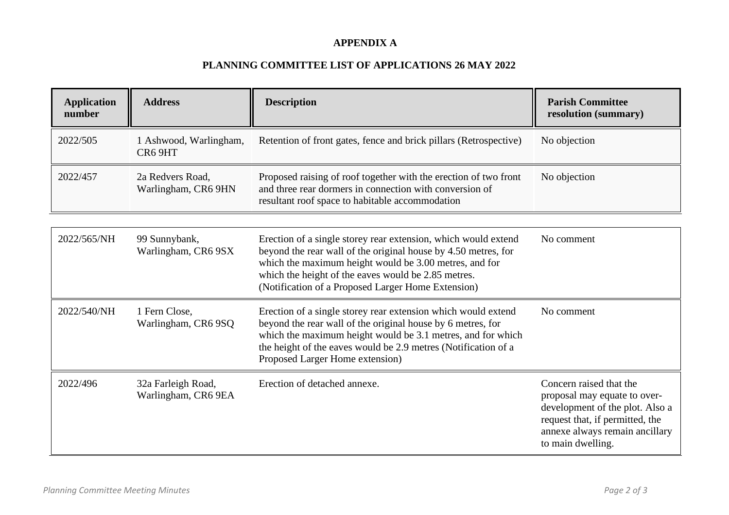**APPENDIX A**

**PLANNING COMMITTEE LIST OF APPLICATIONS 26 MAY 2022**

| Application number | Address | Description | Parish Committee resolution (summary) |
|---|---|---|---|
| 2022/505 | 1 Ashwood, Warlingham, CR6 9HT | Retention of front gates, fence and brick pillars (Retrospective) | No objection |
| 2022/457 | 2a Redvers Road, Warlingham, CR6 9HN | Proposed raising of roof together with the erection of two front and three rear dormers in connection with conversion of resultant roof space to habitable accommodation | No objection |
| 2022/565/NH | 99 Sunnybank, Warlingham, CR6 9SX | Erection of a single storey rear extension, which would extend beyond the rear wall of the original house by 4.50 metres, for which the maximum height would be 3.00 metres, and for which the height of the eaves would be 2.85 metres. (Notification of a Proposed Larger Home Extension) | No comment |
| 2022/540/NH | 1 Fern Close, Warlingham, CR6 9SQ | Erection of a single storey rear extension which would extend beyond the rear wall of the original house by 6 metres, for which the maximum height would be 3.1 metres, and for which the height of the eaves would be 2.9 metres (Notification of a Proposed Larger Home extension) | No comment |
| 2022/496 | 32a Farleigh Road, Warlingham, CR6 9EA | Erection of detached annexe. | Concern raised that the proposal may equate to over-development of the plot. Also a request that, if permitted, the annexe always remain ancillary to main dwelling. |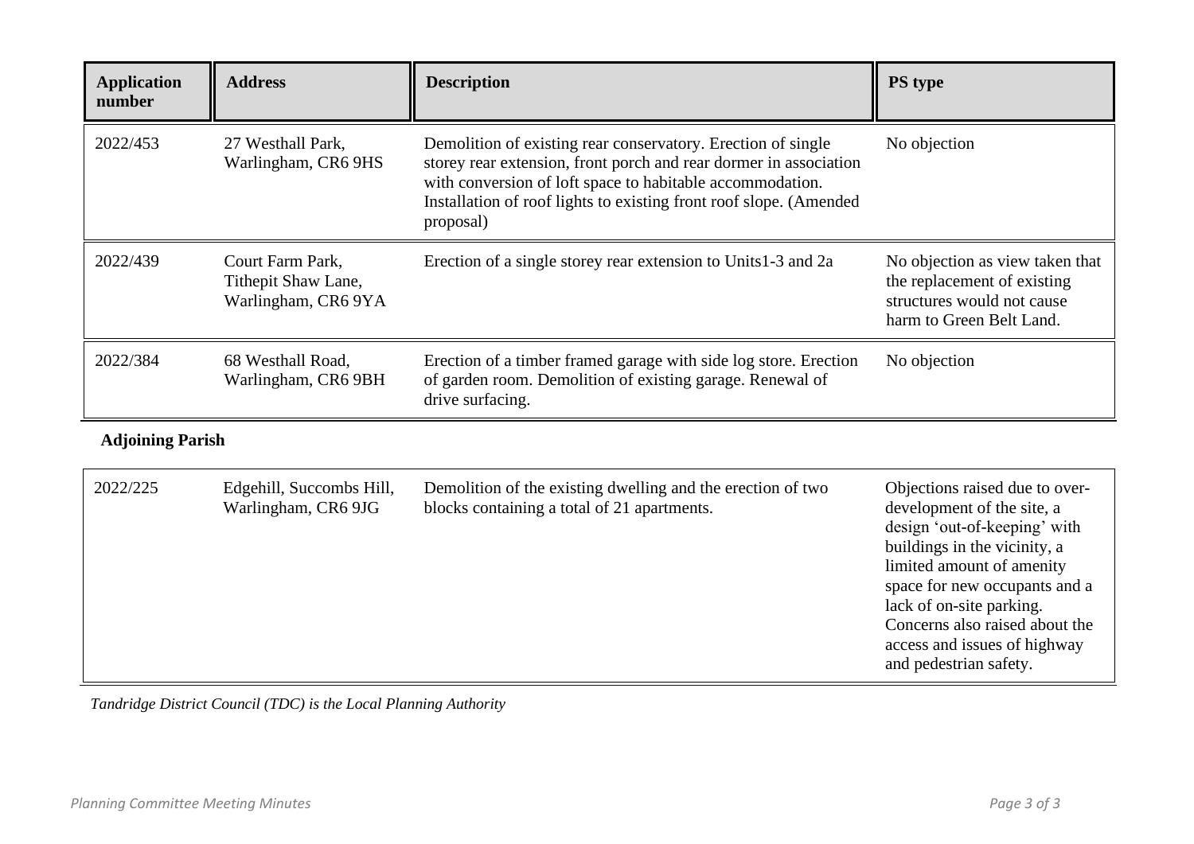| Application number | Address | Description | PS type |
|---|---|---|---|
| 2022/453 | 27 Westhall Park, Warlingham, CR6 9HS | Demolition of existing rear conservatory. Erection of single storey rear extension, front porch and rear dormer in association with conversion of loft space to habitable accommodation. Installation of roof lights to existing front roof slope. (Amended proposal) | No objection |
| 2022/439 | Court Farm Park, Tithepit Shaw Lane, Warlingham, CR6 9YA | Erection of a single storey rear extension to Units1-3 and 2a | No objection as view taken that the replacement of existing structures would not cause harm to Green Belt Land. |
| 2022/384 | 68 Westhall Road, Warlingham, CR6 9BH | Erection of a timber framed garage with side log store. Erection of garden room. Demolition of existing garage. Renewal of drive surfacing. | No objection |

**Adjoining Parish**

| | | | |
|---|---|---|---|
| 2022/225 | Edgehill, Succombs Hill, Warlingham, CR6 9JG | Demolition of the existing dwelling and the erection of two blocks containing a total of 21 apartments. | Objections raised due to over-development of the site, a design 'out-of-keeping' with buildings in the vicinity, a limited amount of amenity space for new occupants and a lack of on-site parking. Concerns also raised about the access and issues of highway and pedestrian safety. |

*Tandridge District Council (TDC) is the Local Planning Authority*